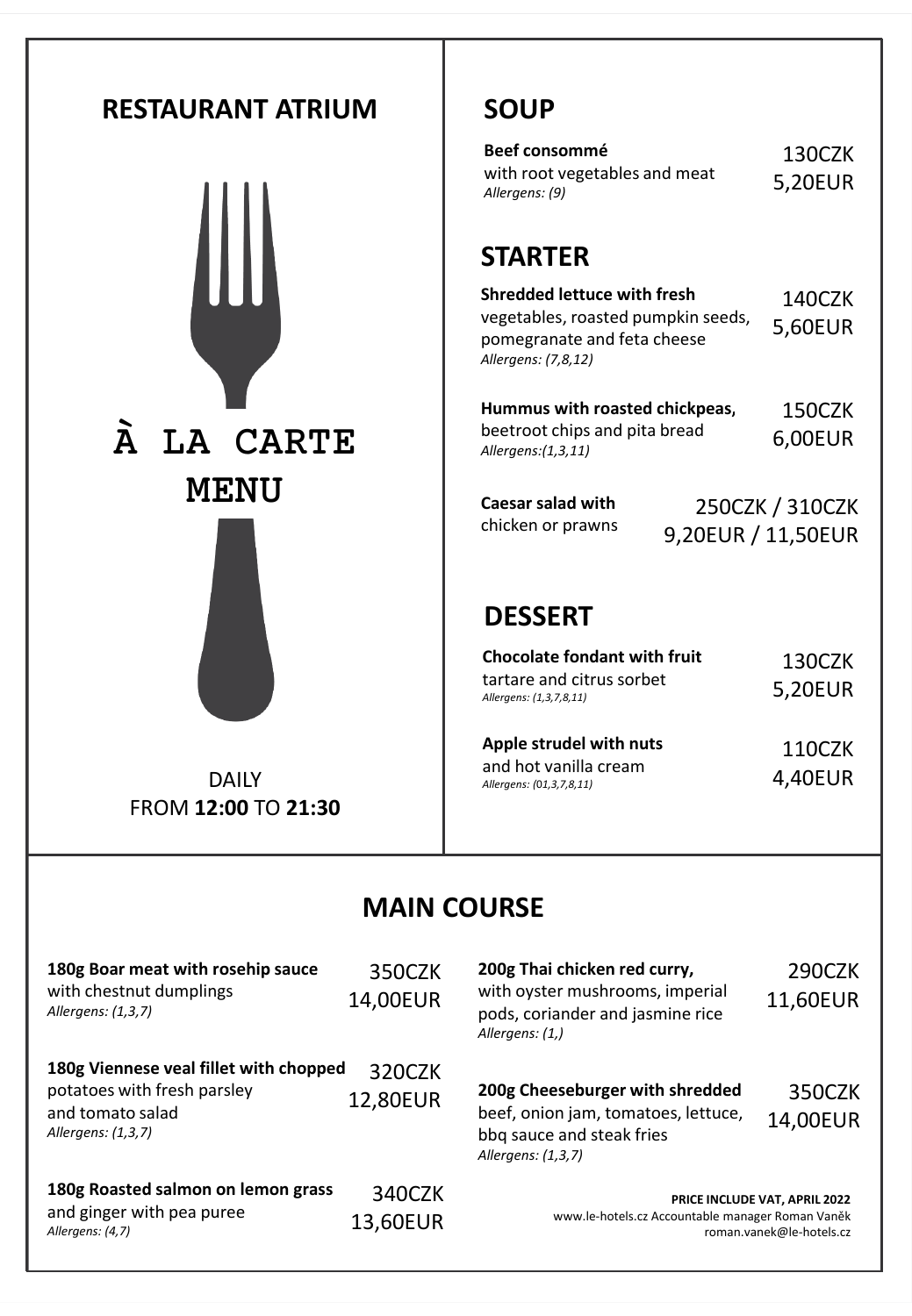# RESTAURANT ATRIUM

# À LA CARTE MENU

DAILY
FROM **12:00** TO **21:30**

## SOUP

**Beef consommé**
with root vegetables and meat
*Allergens: (9)*
130CZK
5,20EUR

## STARTER

**Shredded lettuce with fresh**
vegetables, roasted pumpkin seeds, pomegranate and feta cheese
*Allergens: (7,8,12)*
140CZK
5,60EUR

**Hummus with roasted chickpeas,**
beetroot chips and pita bread
*Allergens:(1,3,11)*
150CZK
6,00EUR

**Caesar salad with**
chicken or prawns
250CZK / 310CZK
9,20EUR / 11,50EUR

## DESSERT

**Chocolate fondant with fruit**
tartare and citrus sorbet
*Allergens: (1,3,7,8,11)*
130CZK
5,20EUR

**Apple strudel with nuts**
and hot vanilla cream
*Allergens: (01,3,7,8,11)*
110CZK
4,40EUR

## MAIN COURSE

**180g Boar meat with rosehip sauce**
with chestnut dumplings
*Allergens: (1,3,7)*
350CZK
14,00EUR

**180g Viennese veal fillet with chopped**
potatoes with fresh parsley
and tomato salad
*Allergens: (1,3,7)*
320CZK
12,80EUR

**180g Roasted salmon on lemon grass**
and ginger with pea puree
*Allergens: (4,7)*
340CZK
13,60EUR

**200g Thai chicken red curry,**
with oyster mushrooms, imperial pods, coriander and jasmine rice
*Allergens: (1,)*
290CZK
11,60EUR

**200g Cheeseburger with shredded**
beef, onion jam, tomatoes, lettuce, bbq sauce and steak fries
*Allergens: (1,3,7)*
350CZK
14,00EUR

**PRICE INCLUDE VAT, APRIL 2022**
www.le-hotels.cz Accountable manager Roman Vaněk
roman.vanek@le-hotels.cz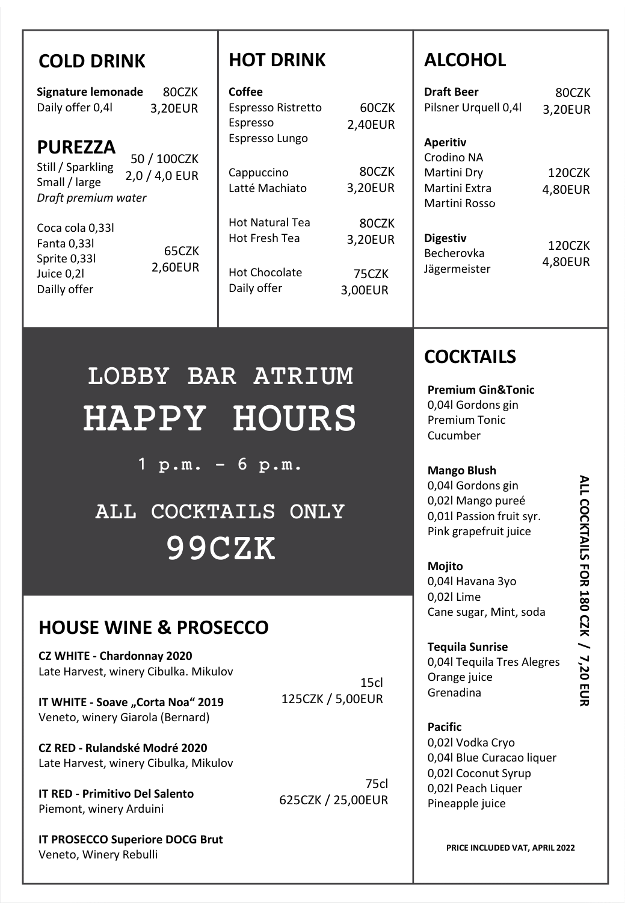## COLD DRINK

**Signature lemonade** 80CZK
Daily offer 0,4l 3,20EUR

### PUREZZA

Still / Sparkling 50 / 100CZK
Small / large 2,0 / 4,0 EUR
*Draft premium water*

Coca cola 0,33l
Fanta 0,33l
Sprite 0,33l
Juice 0,2l
Dailly offer
65CZK
2,60EUR

## HOT DRINK

**Coffee**
Espresso Ristretto
Espresso
Espresso Lungo
60CZK
2,40EUR

Cappuccino
Latté Machiato
80CZK
3,20EUR

Hot Natural Tea
Hot Fresh Tea
80CZK
3,20EUR

Hot Chocolate
Daily offer
75CZK
3,00EUR

## ALCOHOL

**Draft Beer** 80CZK
Pilsner Urquell 0,4l 3,20EUR

**Aperitiv**
Crodino NA
Martini Dry
Martini Extra
Martini Rosso
120CZK
4,80EUR

**Digestiv**
Becherovka
Jägermeister
120CZK
4,80EUR

# LOBBY BAR ATRIUM

# HAPPY HOURS

1 p.m. - 6 p.m.

ALL COCKTAILS ONLY

99CZK

## HOUSE WINE & PROSECCO

**CZ WHITE - Chardonnay 2020**
Late Harvest, winery Cibulka. Mikulov

**IT WHITE - Soave „Corta Noa“ 2019**
Veneto, winery Giarola (Bernard)

**CZ RED - Rulandské Modré 2020**
Late Harvest, winery Cibulka, Mikulov

**IT RED - Primitivo Del Salento**
Piemont, winery Arduini

**IT PROSECCO Superiore DOCG Brut**
Veneto, Winery Rebulli

15cl
125CZK / 5,00EUR

75cl
625CZK / 25,00EUR

## COCKTAILS

**Premium Gin&Tonic**
0,04l Gordons gin
Premium Tonic
Cucumber

**Mango Blush**
0,04l Gordons gin
0,02l Mango pureé
0,01l Passion fruit syr.
Pink grapefruit juice

**Mojito**
0,04l Havana 3yo
0,02l Lime
Cane sugar, Mint, soda

**Tequila Sunrise**
0,04l Tequila Tres Alegres
Orange juice
Grenadina

**Pacific**
0,02l Vodka Cryo
0,04l Blue Curacao liquer
0,02l Coconut Syrup
0,02l Peach Liquer
Pineapple juice

**ALL COCKTAILS FOR 180 CZK / 7,20 EUR**

**PRICE INCLUDED VAT, APRIL 2022**